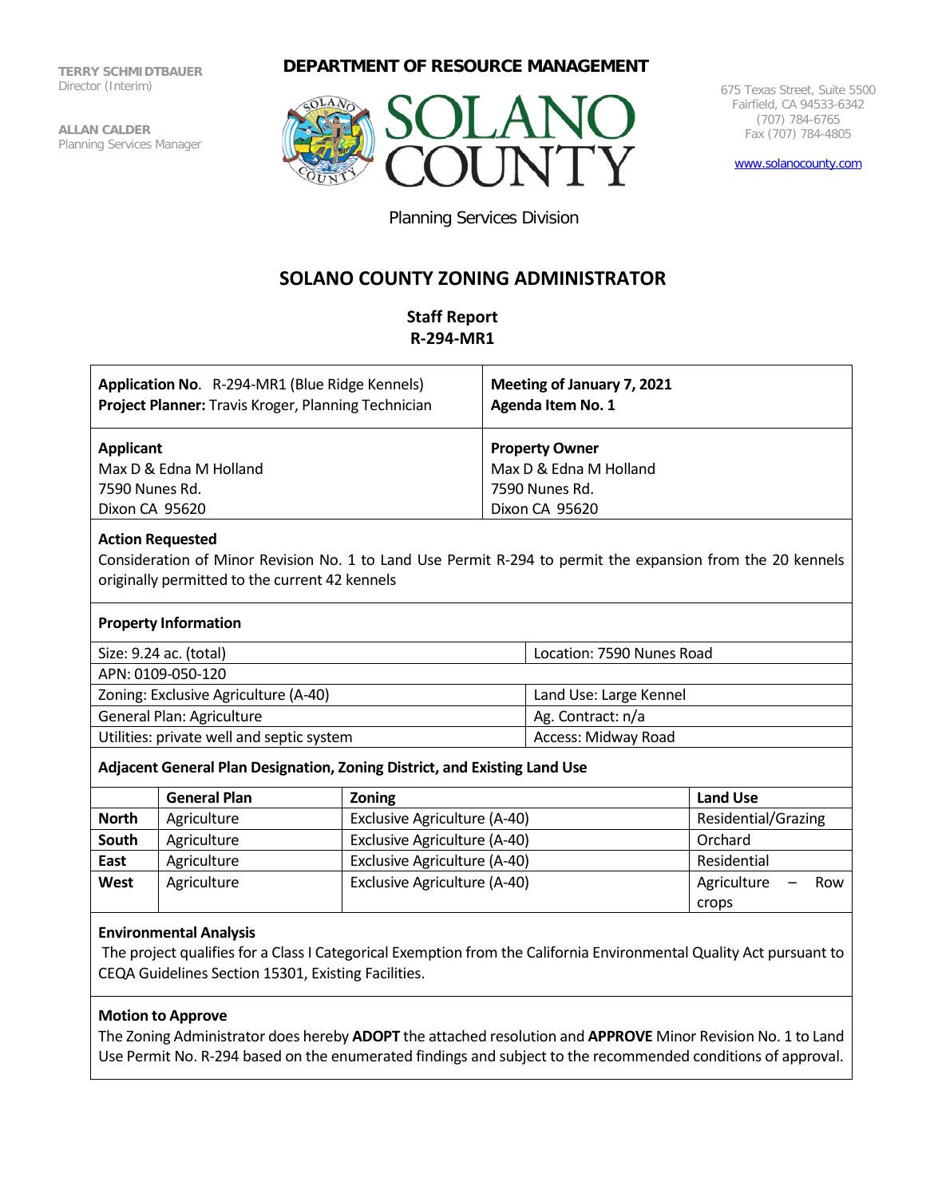**TERRY SCHMIDTBAUER**
Director (Interim)

**ALLAN CALDER**
Planning Services Manager

**DEPARTMENT OF RESOURCE MANAGEMENT**

SOLANO COUNTY

675 Texas Street, Suite 5500
Fairfield, CA 94533-6342
(707) 784-6765
Fax (707) 784-4805

www.solanocounty.com

Planning Services Division

# SOLANO COUNTY ZONING ADMINISTRATOR

## Staff Report
## R-294-MR1

| | |
|---|---|
| **Application No.** R-294-MR1 (Blue Ridge Kennels)<br>**Project Planner:** Travis Kroger, Planning Technician | **Meeting of January 7, 2021**<br>**Agenda Item No. 1** |
| **Applicant**<br>Max D & Edna M Holland<br>7590 Nunes Rd.<br>Dixon CA 95620 | **Property Owner**<br>Max D & Edna M Holland<br>7590 Nunes Rd.<br>Dixon CA 95620 |

**Action Requested**

Consideration of Minor Revision No. 1 to Land Use Permit R-294 to permit the expansion from the 20 kennels originally permitted to the current 42 kennels

**Property Information**

| | |
|---|---|
| Size: 9.24 ac. (total) | Location: 7590 Nunes Road |
| APN: 0109-050-120 | |
| Zoning: Exclusive Agriculture (A-40) | Land Use: Large Kennel |
| General Plan: Agriculture | Ag. Contract: n/a |
| Utilities: private well and septic system | Access: Midway Road |

**Adjacent General Plan Designation, Zoning District, and Existing Land Use**

| | General Plan | Zoning | Land Use |
|---|---|---|---|
| **North** | Agriculture | Exclusive Agriculture (A-40) | Residential/Grazing |
| **South** | Agriculture | Exclusive Agriculture (A-40) | Orchard |
| **East** | Agriculture | Exclusive Agriculture (A-40) | Residential |
| **West** | Agriculture | Exclusive Agriculture (A-40) | Agriculture – Row crops |

**Environmental Analysis**

The project qualifies for a Class I Categorical Exemption from the California Environmental Quality Act pursuant to CEQA Guidelines Section 15301, Existing Facilities.

**Motion to Approve**

The Zoning Administrator does hereby **ADOPT** the attached resolution and **APPROVE** Minor Revision No. 1 to Land Use Permit No. R-294 based on the enumerated findings and subject to the recommended conditions of approval.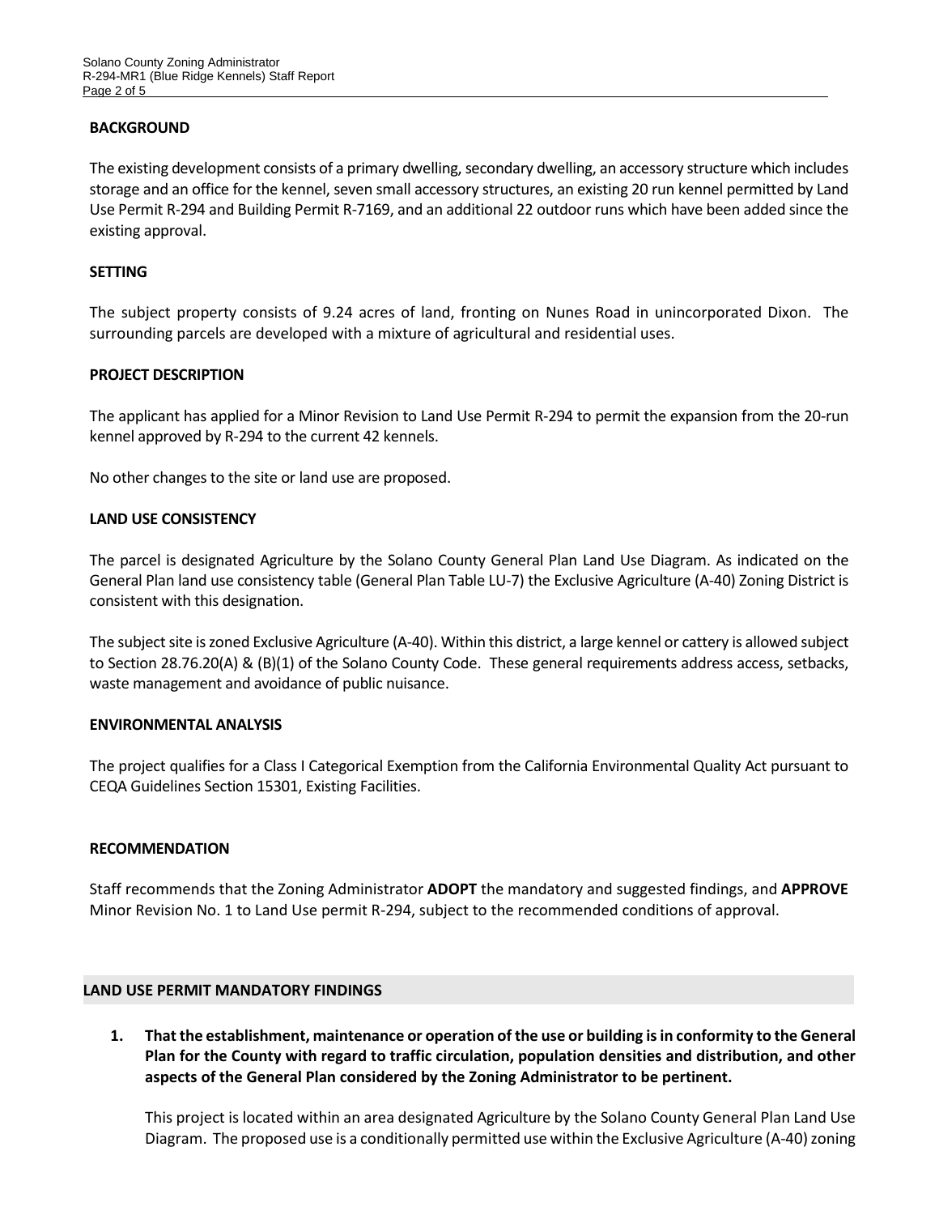## BACKGROUND

The existing development consists of a primary dwelling, secondary dwelling, an accessory structure which includes storage and an office for the kennel, seven small accessory structures, an existing 20 run kennel permitted by Land Use Permit R-294 and Building Permit R-7169, and an additional 22 outdoor runs which have been added since the existing approval.

## SETTING

The subject property consists of 9.24 acres of land, fronting on Nunes Road in unincorporated Dixon. The surrounding parcels are developed with a mixture of agricultural and residential uses.

## PROJECT DESCRIPTION

The applicant has applied for a Minor Revision to Land Use Permit R-294 to permit the expansion from the 20-run kennel approved by R-294 to the current 42 kennels.

No other changes to the site or land use are proposed.

## LAND USE CONSISTENCY

The parcel is designated Agriculture by the Solano County General Plan Land Use Diagram. As indicated on the General Plan land use consistency table (General Plan Table LU-7) the Exclusive Agriculture (A-40) Zoning District is consistent with this designation.

The subject site is zoned Exclusive Agriculture (A-40). Within this district, a large kennel or cattery is allowed subject to Section 28.76.20(A) & (B)(1) of the Solano County Code. These general requirements address access, setbacks, waste management and avoidance of public nuisance.

## ENVIRONMENTAL ANALYSIS

The project qualifies for a Class I Categorical Exemption from the California Environmental Quality Act pursuant to CEQA Guidelines Section 15301, Existing Facilities.

## RECOMMENDATION

Staff recommends that the Zoning Administrator **ADOPT** the mandatory and suggested findings, and **APPROVE** Minor Revision No. 1 to Land Use permit R-294, subject to the recommended conditions of approval.

## LAND USE PERMIT MANDATORY FINDINGS

1. **That the establishment, maintenance or operation of the use or building is in conformity to the General Plan for the County with regard to traffic circulation, population densities and distribution, and other aspects of the General Plan considered by the Zoning Administrator to be pertinent.**

   This project is located within an area designated Agriculture by the Solano County General Plan Land Use Diagram. The proposed use is a conditionally permitted use within the Exclusive Agriculture (A-40) zoning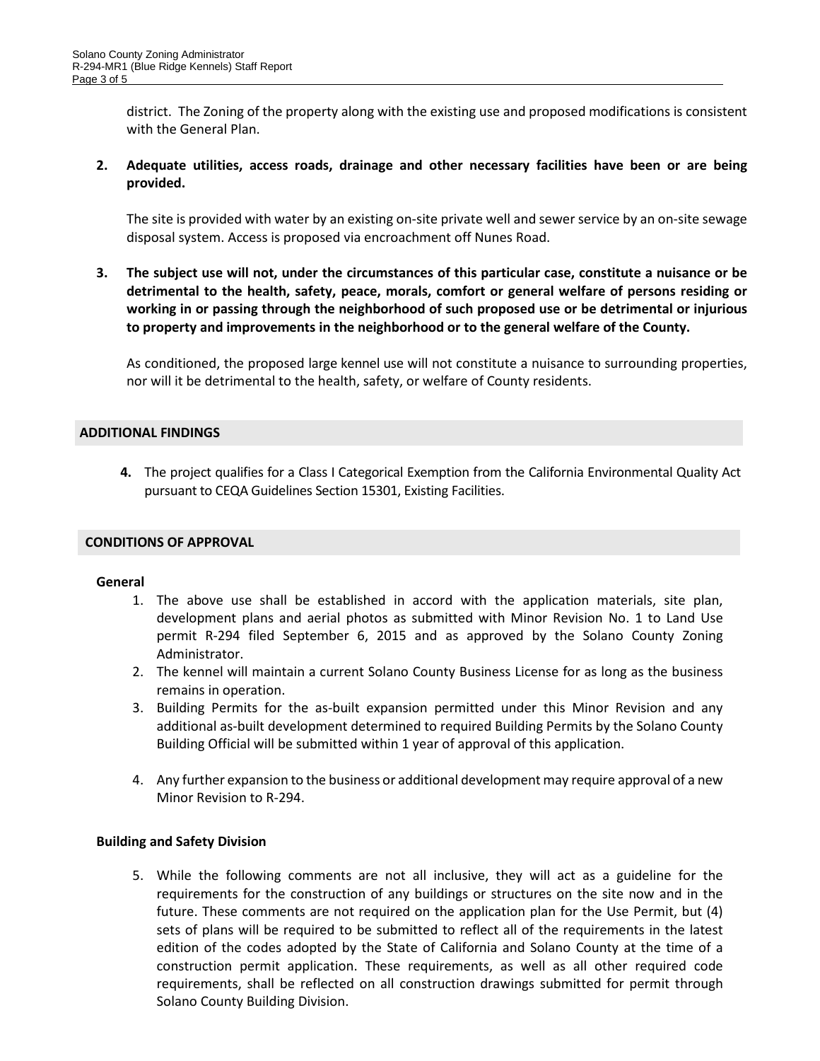district. The Zoning of the property along with the existing use and proposed modifications is consistent with the General Plan.

**2. Adequate utilities, access roads, drainage and other necessary facilities have been or are being provided.**

The site is provided with water by an existing on-site private well and sewer service by an on-site sewage disposal system. Access is proposed via encroachment off Nunes Road.

**3. The subject use will not, under the circumstances of this particular case, constitute a nuisance or be detrimental to the health, safety, peace, morals, comfort or general welfare of persons residing or working in or passing through the neighborhood of such proposed use or be detrimental or injurious to property and improvements in the neighborhood or to the general welfare of the County.**

As conditioned, the proposed large kennel use will not constitute a nuisance to surrounding properties, nor will it be detrimental to the health, safety, or welfare of County residents.

## ADDITIONAL FINDINGS

**4.** The project qualifies for a Class I Categorical Exemption from the California Environmental Quality Act pursuant to CEQA Guidelines Section 15301, Existing Facilities.

## CONDITIONS OF APPROVAL

### General

1. The above use shall be established in accord with the application materials, site plan, development plans and aerial photos as submitted with Minor Revision No. 1 to Land Use permit R-294 filed September 6, 2015 and as approved by the Solano County Zoning Administrator.
2. The kennel will maintain a current Solano County Business License for as long as the business remains in operation.
3. Building Permits for the as-built expansion permitted under this Minor Revision and any additional as-built development determined to required Building Permits by the Solano County Building Official will be submitted within 1 year of approval of this application.
4. Any further expansion to the business or additional development may require approval of a new Minor Revision to R-294.

### Building and Safety Division

5. While the following comments are not all inclusive, they will act as a guideline for the requirements for the construction of any buildings or structures on the site now and in the future. These comments are not required on the application plan for the Use Permit, but (4) sets of plans will be required to be submitted to reflect all of the requirements in the latest edition of the codes adopted by the State of California and Solano County at the time of a construction permit application. These requirements, as well as all other required code requirements, shall be reflected on all construction drawings submitted for permit through Solano County Building Division.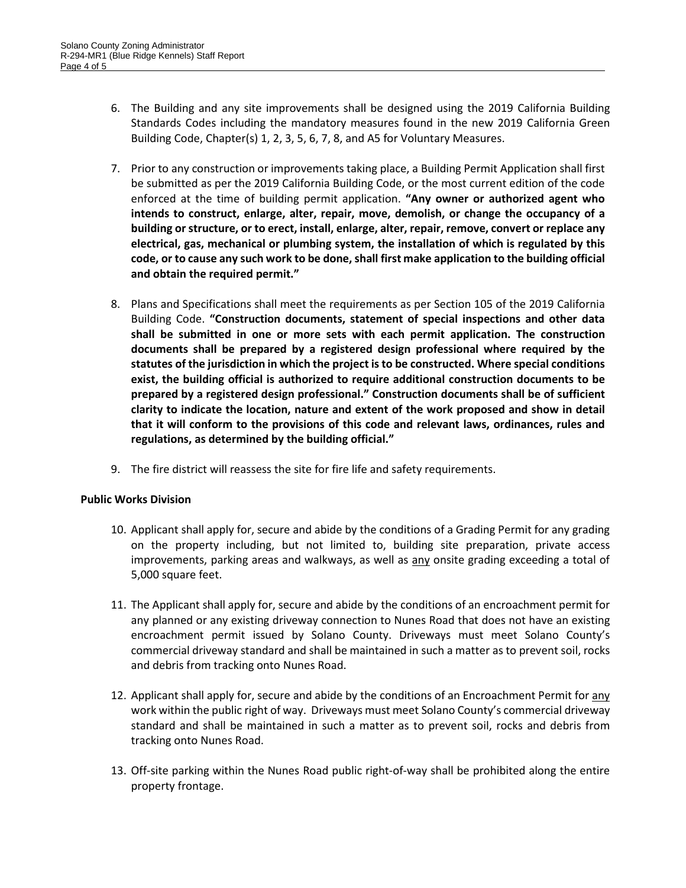6. The Building and any site improvements shall be designed using the 2019 California Building Standards Codes including the mandatory measures found in the new 2019 California Green Building Code, Chapter(s) 1, 2, 3, 5, 6, 7, 8, and A5 for Voluntary Measures.

7. Prior to any construction or improvements taking place, a Building Permit Application shall first be submitted as per the 2019 California Building Code, or the most current edition of the code enforced at the time of building permit application. **"Any owner or authorized agent who intends to construct, enlarge, alter, repair, move, demolish, or change the occupancy of a building or structure, or to erect, install, enlarge, alter, repair, remove, convert or replace any electrical, gas, mechanical or plumbing system, the installation of which is regulated by this code, or to cause any such work to be done, shall first make application to the building official and obtain the required permit."**

8. Plans and Specifications shall meet the requirements as per Section 105 of the 2019 California Building Code. **"Construction documents, statement of special inspections and other data shall be submitted in one or more sets with each permit application. The construction documents shall be prepared by a registered design professional where required by the statutes of the jurisdiction in which the project is to be constructed. Where special conditions exist, the building official is authorized to require additional construction documents to be prepared by a registered design professional." Construction documents shall be of sufficient clarity to indicate the location, nature and extent of the work proposed and show in detail that it will conform to the provisions of this code and relevant laws, ordinances, rules and regulations, as determined by the building official."**

9. The fire district will reassess the site for fire life and safety requirements.

**Public Works Division**

10. Applicant shall apply for, secure and abide by the conditions of a Grading Permit for any grading on the property including, but not limited to, building site preparation, private access improvements, parking areas and walkways, as well as <u>any</u> onsite grading exceeding a total of 5,000 square feet.

11. The Applicant shall apply for, secure and abide by the conditions of an encroachment permit for any planned or any existing driveway connection to Nunes Road that does not have an existing encroachment permit issued by Solano County. Driveways must meet Solano County's commercial driveway standard and shall be maintained in such a matter as to prevent soil, rocks and debris from tracking onto Nunes Road.

12. Applicant shall apply for, secure and abide by the conditions of an Encroachment Permit for <u>any</u> work within the public right of way. Driveways must meet Solano County's commercial driveway standard and shall be maintained in such a matter as to prevent soil, rocks and debris from tracking onto Nunes Road.

13. Off-site parking within the Nunes Road public right-of-way shall be prohibited along the entire property frontage.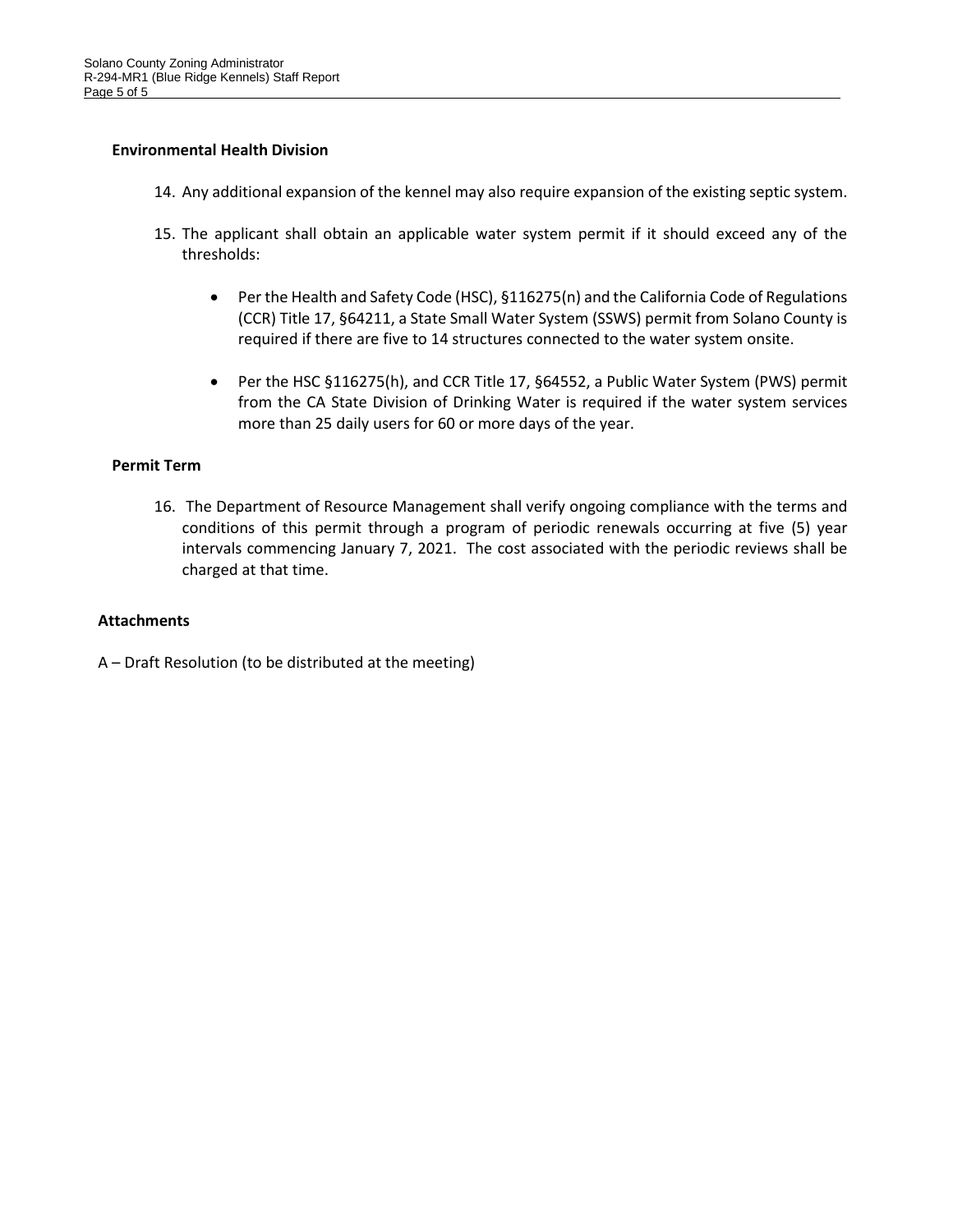**Environmental Health Division**

14. Any additional expansion of the kennel may also require expansion of the existing septic system.

15. The applicant shall obtain an applicable water system permit if it should exceed any of the thresholds:

    - Per the Health and Safety Code (HSC), §116275(n) and the California Code of Regulations (CCR) Title 17, §64211, a State Small Water System (SSWS) permit from Solano County is required if there are five to 14 structures connected to the water system onsite.

    - Per the HSC §116275(h), and CCR Title 17, §64552, a Public Water System (PWS) permit from the CA State Division of Drinking Water is required if the water system services more than 25 daily users for 60 or more days of the year.

**Permit Term**

16. The Department of Resource Management shall verify ongoing compliance with the terms and conditions of this permit through a program of periodic renewals occurring at five (5) year intervals commencing January 7, 2021. The cost associated with the periodic reviews shall be charged at that time.

**Attachments**

A – Draft Resolution (to be distributed at the meeting)